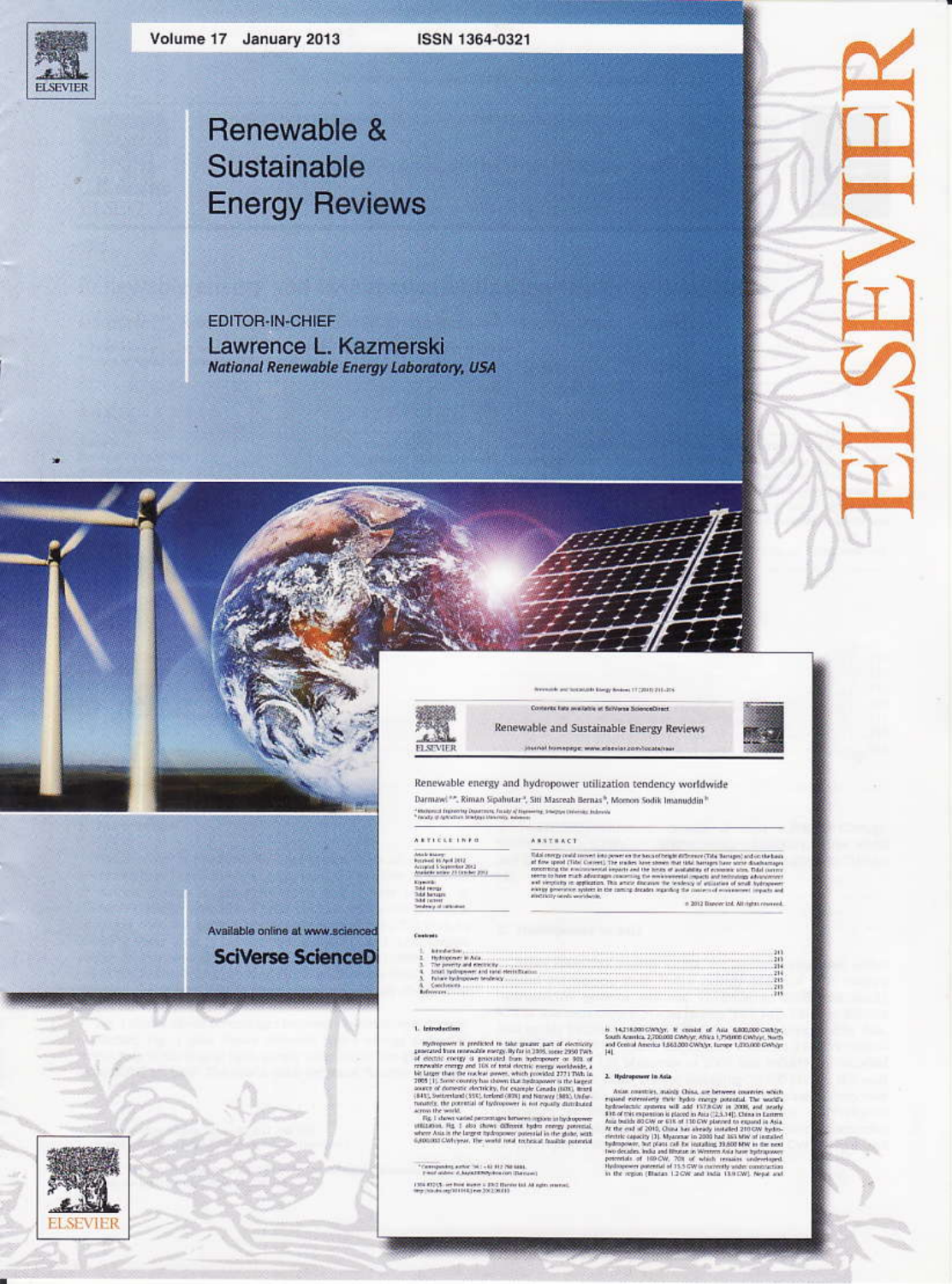Volume 17 January 2013 ISSN 1364-0321

# Renewable & Sustainable Energy Reviews

EDITOR-IN-CHIEF

Lawrence L. Kazmerski

*National Renewable Energy Laboratory, USA*

Available online at www.sciencedirect.com

SciVerse ScienceDirect

ELSEVIER

---

Renewable and Sustainable Energy Reviews

## Renewable energy and hydropower utilization tendency worldwide

Darmawi[a,*], Riman Sipahutar[a], Siti Masreah Bernas[b], Momon Sodik Imanuddin[b]

[a] Mechanical Engineering Department, Faculty of Engineering, Sriwijaya University, Indonesia

[b] Faculty of Agriculture, Sriwijaya University, Indonesia

**ARTICLE INFO**

Keywords:
Tidal energy
Tidal barrages
Tidal current
Tendency of utilization

**ABSTRACT**

Tidal energy could convert into power on the basis of height difference (Tidal Barrages) and on the basis of flow speed (Tidal Current). The studies have shown that tidal barrages have some disadvantages concerning the environmental impacts and the limits of availability of economic sites. Tidal current seems to have much advantages concerning the environmental impacts and technology advancement and simplicity in application. This article discusses the tendency of utilization of small hydropower energy generation system in the coming decades regarding the concerns of environment impacts and electricity needs worldwide.

© 2012 Elsevier Ltd. All rights reserved.

**Contents**

1. Introduction
2. Hydropower in Asia
3. The poverty and electricity
4. Small hydropower and rural electrification
5. Future hydropower tendency
6. Conclusions

References

### 1. Introduction

### 2. Hydropower in Asia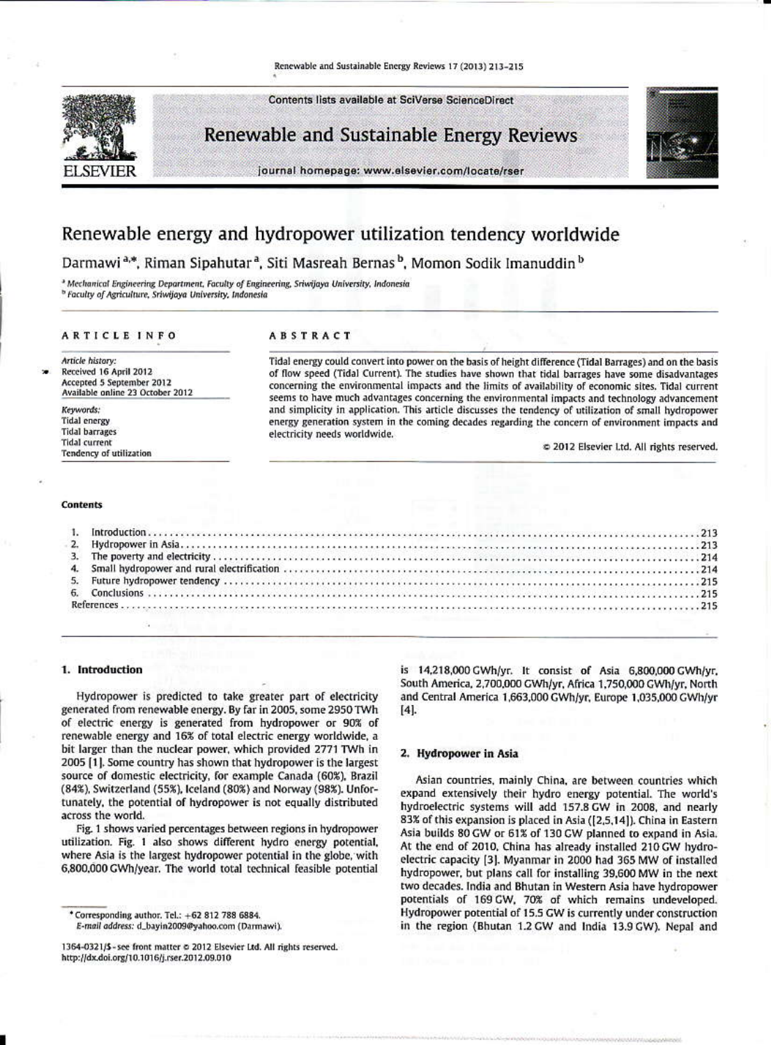# Renewable energy and hydropower utilization tendency worldwide

Darmawi[a,*], Riman Sipahutar[a], Siti Masreah Bernas[b], Momon Sodik Imanuddin[b]

[a] Mechanical Engineering Department, Faculty of Engineering, Sriwijaya University, Indonesia
[b] Faculty of Agriculture, Sriwijaya University, Indonesia

**ARTICLE INFO**

*Article history:*
Received 16 April 2012
Accepted 5 September 2012
Available online 23 October 2012

*Keywords:*
Tidal energy
Tidal barrages
Tidal current
Tendency of utilization

**ABSTRACT**

Tidal energy could convert into power on the basis of height difference (Tidal Barrages) and on the basis of flow speed (Tidal Current). The studies have shown that tidal barrages have some disadvantages concerning the environmental impacts and the limits of availability of economic sites. Tidal current seems to have much advantages concerning the environmental impacts and technology advancement and simplicity in application. This article discusses the tendency of utilization of small hydropower energy generation system in the coming decades regarding the concern of environment impacts and electricity needs worldwide.

© 2012 Elsevier Ltd. All rights reserved.

**Contents**

1. Introduction ... 213
2. Hydropower in Asia ... 213
3. The poverty and electricity ... 214
4. Small hydropower and rural electrification ... 214
5. Future hydropower tendency ... 215
6. Conclusions ... 215

References ... 215

## 1. Introduction

Hydropower is predicted to take greater part of electricity generated from renewable energy. By far in 2005, some 2950 TWh of electric energy is generated from hydropower or 90% of renewable energy and 16% of total electric energy worldwide, a bit larger than the nuclear power, which provided 2771 TWh in 2005 [1]. Some country has shown that hydropower is the largest source of domestic electricity, for example Canada (60%), Brazil (84%), Switzerland (55%), Iceland (80%) and Norway (98%). Unfortunately, the potential of hydropower is not equally distributed across the world.

Fig. 1 shows varied percentages between regions in hydropower utilization. Fig. 1 also shows different hydro energy potential, where Asia is the largest hydropower potential in the globe, with 6,800,000 GWh/year. The world total technical feasible potential is 14,218,000 GWh/yr. It consist of Asia 6,800,000 GWh/yr, South America, 2,700,000 GWh/yr, Africa 1,750,000 GWh/yr, North and Central America 1,663,000 GWh/yr, Europe 1,035,000 GWh/yr [4].

## 2. Hydropower in Asia

Asian countries, mainly China, are between countries which expand extensively their hydro energy potential. The world's hydroelectric systems will add 157.8 GW in 2008, and nearly 83% of this expansion is placed in Asia ([2,5,14]). China in Eastern Asia builds 80 GW or 61% of 130 GW planned to expand in Asia. At the end of 2010, China has already installed 210 GW hydroelectric capacity [3]. Myanmar in 2000 had 365 MW of installed hydropower, but plans call for installing 39,600 MW in the next two decades. India and Bhutan in Western Asia have hydropower potentials of 169 GW, 70% of which remains undeveloped. Hydropower potential of 15.5 GW is currently under construction in the region (Bhutan 1.2 GW and India 13.9 GW). Nepal and

* Corresponding author. Tel.: +62 812 788 6884.
E-mail address: d_bayin2009@yahoo.com (Darmawi).

1364-0321/$ - see front matter © 2012 Elsevier Ltd. All rights reserved.
http://dx.doi.org/10.1016/j.rser.2012.09.010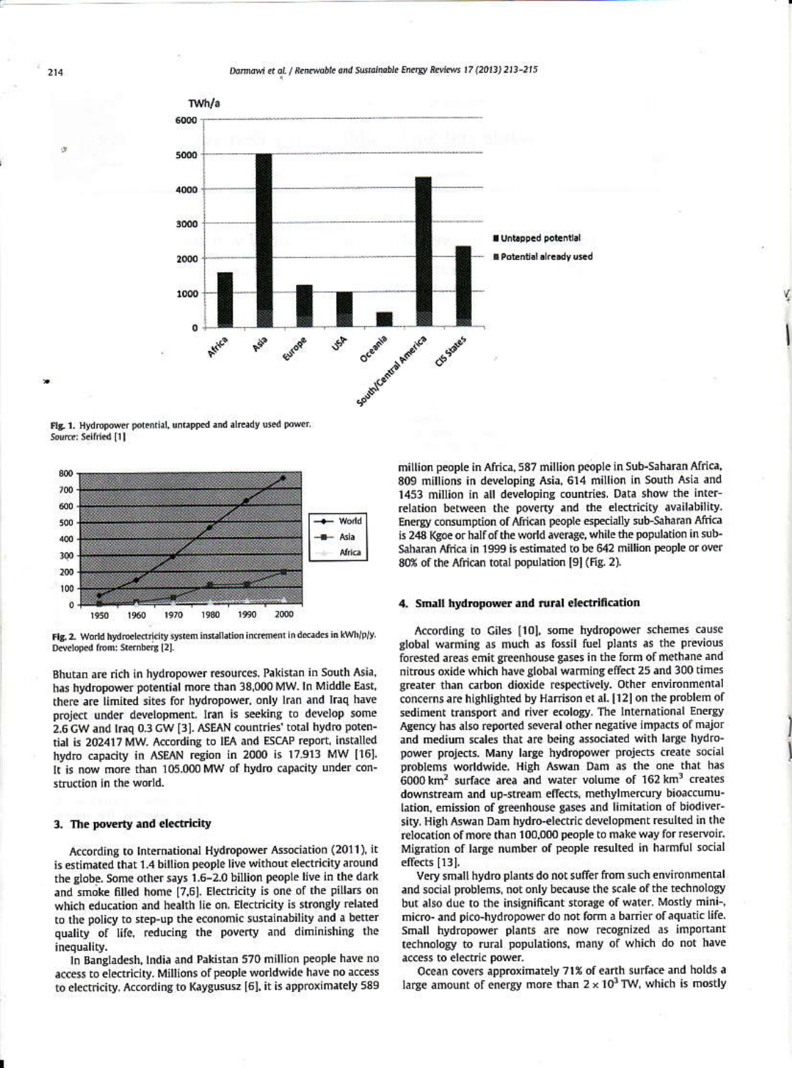Fig. 1. Hydropower potential, untapped and already used power.
*Source*: Seifried [1]

Fig. 2. World hydroelectricity system installation increment in decades in kWh/p/y. Developed from: Sternberg [2].

Bhutan are rich in hydropower resources. Pakistan in South Asia, has hydropower potential more than 38,000 MW. In Middle East, there are limited sites for hydropower, only Iran and Iraq have project under development. Iran is seeking to develop some 2.6 GW and Iraq 0.3 GW [3]. ASEAN countries' total hydro potential is 202417 MW. According to IEA and ESCAP report, installed hydro capacity in ASEAN region in 2000 is 17.913 MW [16]. It is now more than 105.000 MW of hydro capacity under construction in the world.

## 3. The poverty and electricity

According to International Hydropower Association (2011), it is estimated that 1.4 billion people live without electricity around the globe. Some other says 1.6–2.0 billion people live in the dark and smoke filled home [7,6]. Electricity is one of the pillars on which education and health lie on. Electricity is strongly related to the policy to step-up the economic sustainability and a better quality of life, reducing the poverty and diminishing the inequality.

In Bangladesh, India and Pakistan 570 million people have no access to electricity. Millions of people worldwide have no access to electricity. According to Kaygusuz [6], it is approximately 589 million people in Africa, 587 million people in Sub-Saharan Africa, 809 millions in developing Asia, 614 million in South Asia and 1453 million in all developing countries. Data show the interrelation between the poverty and the electricity availability. Energy consumption of African people especially sub-Saharan Africa is 248 Kgoe or half of the world average, while the population in sub-Saharan Africa in 1999 is estimated to be 642 million people or over 80% of the African total population [9] (Fig. 2).

## 4. Small hydropower and rural electrification

According to Giles [10], some hydropower schemes cause global warming as much as fossil fuel plants as the previous forested areas emit greenhouse gases in the form of methane and nitrous oxide which have global warming effect 25 and 300 times greater than carbon dioxide respectively. Other environmental concerns are highlighted by Harrison et al. [12] on the problem of sediment transport and river ecology. The International Energy Agency has also reported several other negative impacts of major and medium scales that are being associated with large hydropower projects. Many large hydropower projects create social problems worldwide. High Aswan Dam as the one that has 6000 km$^2$ surface area and water volume of 162 km$^3$ creates downstream and up-stream effects, methylmercury bioaccumulation, emission of greenhouse gases and limitation of biodiversity. High Aswan Dam hydro-electric development resulted in the relocation of more than 100,000 people to make way for reservoir. Migration of large number of people resulted in harmful social effects [13].

Very small hydro plants do not suffer from such environmental and social problems, not only because the scale of the technology but also due to the insignificant storage of water. Mostly mini-, micro- and pico-hydropower do not form a barrier of aquatic life. Small hydropower plants are now recognized as important technology to rural populations, many of which do not have access to electric power.

Ocean covers approximately 71% of earth surface and holds a large amount of energy more than $2 \times 10^3$ TW, which is mostly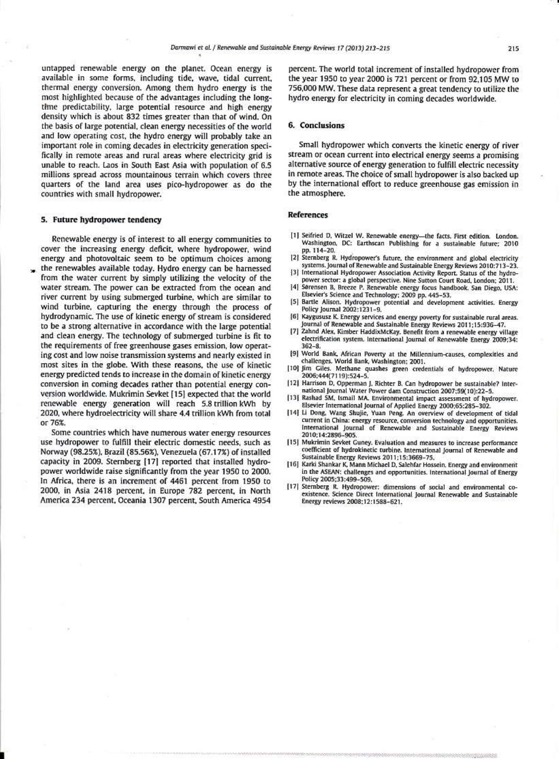untapped renewable energy on the planet. Ocean energy is available in some forms, including tide, wave, tidal current, thermal energy conversion. Among them hydro energy is the most highlighted because of the advantages including the long-time predictability, large potential resource and high energy density which is about 832 times greater than that of wind. On the basis of large potential, clean energy necessities of the world and low operating cost, the hydro energy will probably take an important role in coming decades in electricity generation specifically in remote areas and rural areas where electricity grid is unable to reach. Laos in South East Asia with population of 6.5 millions spread across mountainous terrain which covers three quarters of the land area uses pico-hydropower as do the countries with small hydropower.

## 5. Future hydropower tendency

Renewable energy is of interest to all energy communities to cover the increasing energy deficit, where hydropower, wind energy and photovoltaic seem to be optimum choices among the renewables available today. Hydro energy can be harnessed from the water current by simply utilizing the velocity of the water stream. The power can be extracted from the ocean and river current by using submerged turbine, which are similar to wind turbine, capturing the energy through the process of hydrodynamic. The use of kinetic energy of stream is considered to be a strong alternative in accordance with the large potential and clean energy. The technology of submerged turbine is fit to the requirements of free greenhouse gases emission, low operating cost and low noise transmission systems and nearly existed in most sites in the globe. With these reasons, the use of kinetic energy predicted tends to increase in the domain of kinetic energy conversion in coming decades rather than potential energy conversion worldwide. Mukrimin Sevket [15] expected that the world renewable energy generation will reach 5.8 trillion kWh by 2020, where hydroelectricity will share 4.4 trillion kWh from total or 76%.

Some countries which have numerous water energy resources use hydropower to fulfill their electric domestic needs, such as Norway (98.25%), Brazil (85.56%), Venezuela (67.17%) of installed capacity in 2009. Sternberg [17] reported that installed hydropower worldwide raise significantly from the year 1950 to 2000. In Africa, there is an increment of 4461 percent from 1950 to 2000, in Asia 2418 percent, in Europe 782 percent, in North America 234 percent, Oceania 1307 percent, South America 4954 percent. The world total increment of installed hydropower from the year 1950 to year 2000 is 721 percent or from 92,105 MW to 756,000 MW. These data represent a great tendency to utilize the hydro energy for electricity in coming decades worldwide.

## 6. Conclusions

Small hydropower which converts the kinetic energy of river stream or ocean current into electrical energy seems a promising alternative source of energy generation to fulfill electric necessity in remote areas. The choice of small hydropower is also backed up by the international effort to reduce greenhouse gas emission in the atmosphere.

## References

[1] Seifried D, Witzel W. Renewable energy—the facts. First edition. London. Washington, DC: Earthscan Publishing for a sustainable future; 2010 pp. 114–20.

[2] Sternberg R. Hydropower's future, the environment and global electricity systems. Journal of Renewable and Sustainable Energy Reviews 2010:713–23.

[3] International Hydropower Association Activity Report. Status of the hydropower sector: a global perspective. Nine Sutton Court Road, London; 2011.

[4] Sørensen B, Breeze P. Renewable energy focus handbook. San Diego, USA: Elsevier's Science and Technology; 2009 pp. 445–53.

[5] Bartle Alison. Hydropower potential and development activities. Energy Policy Journal 2002:1231–9.

[6] Kaygusuz K. Energy services and energy poverty for sustainable rural areas. Journal of Renewable and Sustainable Energy Reviews 2011;15:936–47.

[7] Zahnd Alex, Kimber HaddixMcKay. Benefit from a renewable energy village electrification system. International Journal of Renewable Energy 2009;34: 362–8.

[9] World Bank. African Poverty at the Millennium-causes, complexities and challenges. World Bank, Washington; 2001.

[10] Jim Giles. Methane quashes green credentials of hydropower. Nature 2006;444(7119):524–5.

[12] Harrison D, Opperman J, Richter B. Can hydropower be sustainable? International Journal Water Power dam Construction 2007;59(10):22–5.

[13] Rashad SM, Ismail MA. Environmental impact assessment of hydropower. Elsevier International Journal of Applied Energy 2000;65:285–302.

[14] Li Dong, Wang Shujie, Yuan Peng. An overview of development of tidal current in China: energy resource, conversion technology and opportunities. International Journal of Renewable and Sustainable Energy Reviews 2010;14:2896–905.

[15] Mukrimin Sevket Guney. Evaluation and measures to increase performance coefficient of hydrokinetic turbine. International Journal of Renewable and Sustainable Energy Reviews 2011;15:3669–75.

[16] Karki Shankar K, Mann Michael D, Salehfar Hossein. Energy and environment in the ASEAN: challenges and opportunities. International Journal of Energy Policy 2005;33:499–509.

[17] Sternberg R. Hydropower: dimensions of social and environmental coexistence. Science Direct International Journal Renewable and Sustainable Energy reviews 2008;12:1588–621.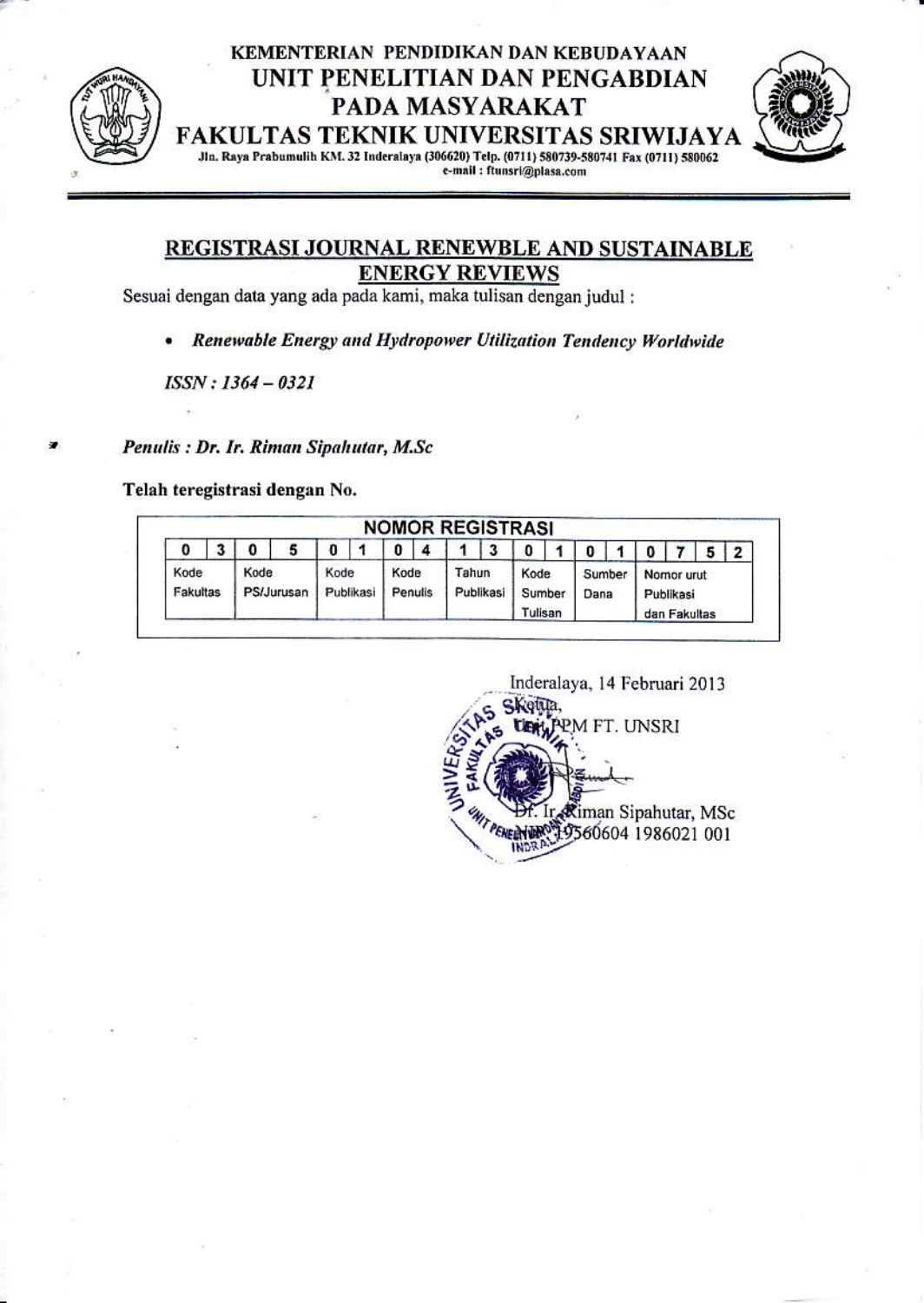# KEMENTERIAN PENDIDIKAN DAN KEBUDAYAAN
# UNIT PENELITIAN DAN PENGABDIAN PADA MASYARAKAT
# FAKULTAS TEKNIK UNIVERSITAS SRIWIJAYA

Jln. Raya Prabumulih KM. 32 Inderalaya (306620) Telp. (0711) 580739-580741 Fax (0711) 580062
e-mail : ftunsri@plasa.com

## REGISTRASI JOURNAL RENEWBLE AND SUSTAINABLE ENERGY REVIEWS

Sesuai dengan data yang ada pada kami, maka tulisan dengan judul :

- ***Renewable Energy and Hydropower Utilization Tendency Worldwide***

*ISSN : 1364 – 0321*

***Penulis : Dr. Ir. Riman Sipahutar, M.Sc***

**Telah teregistrasi dengan No.**

| NOMOR REGISTRASI | | | | | | | | | | | | | | | | |
|---|---|---|---|---|---|---|---|---|---|---|---|---|---|---|---|---|
| 0 | 3 | 0 | 5 | 0 | 1 | 0 | 4 | 1 | 3 | 0 | 1 | 0 | 1 | 0 | 7 | 5 | 2 |
| Kode Fakultas | | Kode PS/Jurusan | | Kode Publikasi | | Kode Penulis | | Tahun Publikasi | | Kode Sumber Tulisan | | Sumber Dana | | Nomor urut Publikasi dan Fakultas | | | |

Inderalaya, 14 Februari 2013

Ketua,

UPPM FT. UNSRI

Dr. Ir. Riman Sipahutar, MSc

NIP. 19560604 1986021 001